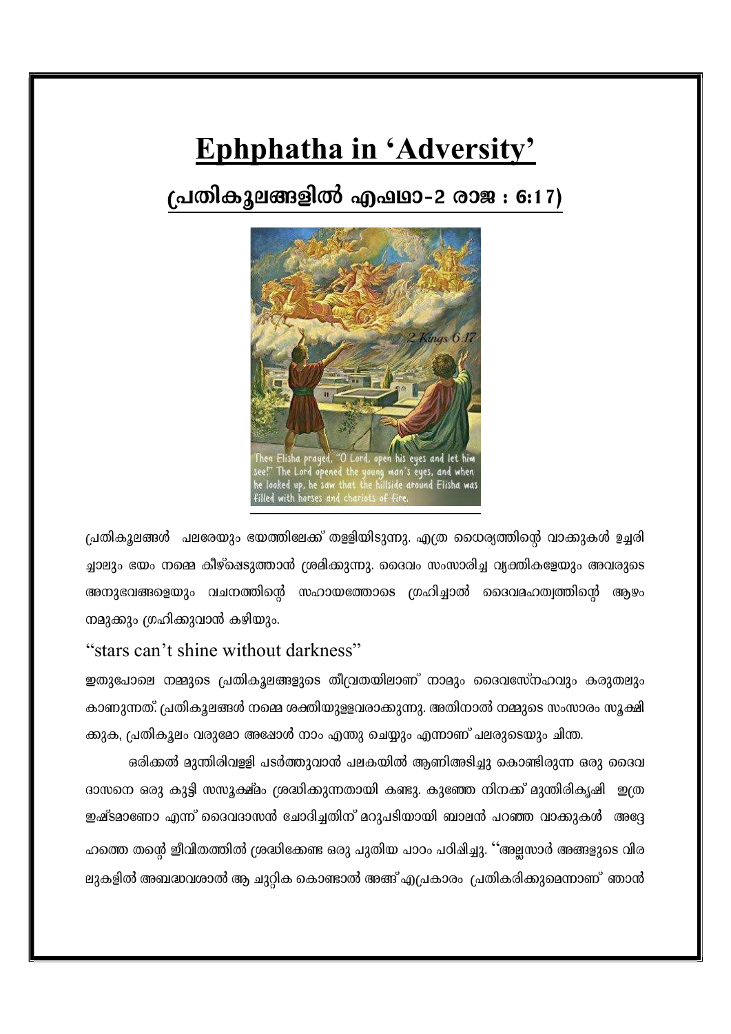# Ephphatha in 'Adversity'

## പ്രതികൂലങ്ങളിൽ എഫഥാ-2 രാജ : 6:17)

പ്രതികൂലങ്ങൾ പലരേയും ഭയത്തിലേക്ക് തള്ളിയിടുന്നു. എത്ര ധൈര്യത്തിന്റെ വാക്കുകൾ ഉച്ചരിച്ചാലും ഭയം നമ്മെ കീഴ്പ്പെടുത്താൻ ശ്രമിക്കുന്നു. ദൈവം സംസാരിച്ച വ്യക്തികളേയും അവരുടെ അനുഭവങ്ങളെയും വചനത്തിന്റെ സഹായത്തോടെ ഗ്രഹിച്ചാൽ ദൈവമഹത്വത്തിന്റെ ആഴം നമുക്കും ഗ്രഹിക്കുവാൻ കഴിയും.

"stars can't shine without darkness"

ഇതുപോലെ നമ്മുടെ പ്രതികൂലങ്ങളുടെ തീവ്രതയിലാണ് നാമും ദൈവസ്നേഹവും കരുതലും കാണുന്നത്. പ്രതികൂലങ്ങൾ നമ്മെ ശക്തിയുള്ളവരാക്കുന്നു. അതിനാൽ നമ്മുടെ സംസാരം സൂക്ഷിക്കുക, പ്രതികൂലം വരുമോ അപ്പോൾ നാം എന്തു ചെയ്യും എന്നാണ് പലരുടെയും ചിന്ത.

ഒരിക്കൽ മുന്തിരിവള്ളി പടർത്തുവാൻ പലകയിൽ ആണിഅടിച്ചു കൊണ്ടിരുന്ന ഒരു ദൈവദാസനെ ഒരു കുട്ടി സസൂക്ഷ്മം ശ്രദ്ധിക്കുന്നതായി കണ്ടു. കുഞ്ഞേ നിനക്ക് മുന്തിരികൃഷി ഇത്ര ഇഷ്ടമാണോ എന്ന് ദൈവദാസൻ ചോദിച്ചതിന് മറുപടിയായി ബാലൻ പറഞ്ഞ വാക്കുകൾ അദ്ദേഹത്തെ തന്റെ ജീവിതത്തിൽ ശ്രദ്ധിക്കേണ്ട ഒരു പുതിയ പാഠം പഠിപ്പിച്ചു. "അല്ലസാർ അങ്ങളുടെ വിരലുകളിൽ അബദ്ധവശാൽ ആ ചുറ്റിക കൊണ്ടാൽ അങ്ങ് എപ്രകാരം പ്രതികരിക്കുമെന്നാണ് ഞാൻ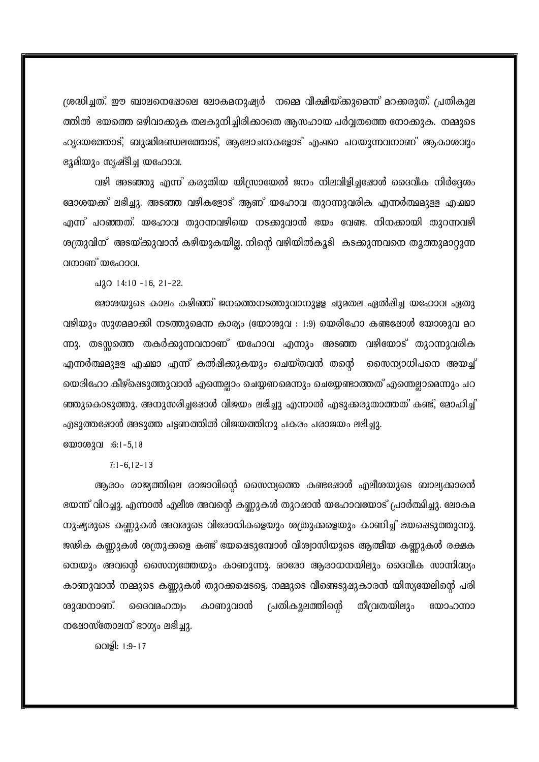ശ്രദ്ധിച്ചത്. ഈ ബാലനെപ്പോലെ ലോകമനുഷ്യർ നമ്മെ വീക്ഷിയ്ക്കുമെന്ന് മറക്കരുത്. പ്രതികുല ത്തിൽ ഭയത്തെ ഒഴിവാക്കുക തലകുനിച്ചിരിക്കാതെ ആസഹായ പർവ്വതത്തെ നോക്കുക. നമ്മുടെ ഹൃദയത്തോട്, ബുദ്ധിമണ്ഡലത്തോട്, ആലോചനകളോട് എഫഥാ പറയുന്നവനാണ് ആകാശവും ഭൂമിയും സൃഷ്ടിച്ച യഹോവ.

വഴി അടഞ്ഞു എന്ന് കരുതിയ യിസ്രായേൽ ജനം നിലവിളിച്ചപ്പോൾ ദൈവീക നിർദ്ദേശം മോശയക്ക് ലഭിച്ചു. അടഞ്ഞ വഴികളോട് ആണ് യഹോവ തുറന്നുവരിക എന്നർത്ഥമുള്ള എഫഥാ എന്ന് പറഞ്ഞത്. യഹോവ തുറന്നവഴിയെ നടക്കുവാൻ ഭയം വേണ്ട. നിനക്കായി തുറന്നവഴി ശത്രുവിന് അടയ്ക്കുവാൻ കഴിയുകയില്ല. നിന്റെ വഴിയിൽകൂടി കടക്കുന്നവനെ തൂത്തുമാറ്റുന്ന വനാണ് യഹോവ.

പുറ 14:10 -16, 21-22.

മോശയുടെ കാലം കഴിഞ്ഞ് ജനത്തെനടത്തുവാനുള്ള ചുമതല ഏൽപ്പിച്ച യഹോവ ഏതു വഴിയും സുഗമമാക്കി നടത്തുമെന്ന കാര്യം (യോശുവ : 1:9) യെരിഹോ കണ്ടപ്പോൾ യോശുവ മറ ന്നു. തടസ്സത്തെ തകർക്കുന്നവനാണ് യഹോവ എന്നും അടഞ്ഞ വഴിയോട് തുറന്നുവരിക എന്നർത്ഥമുള്ള എഫഥാ എന്ന് കൽപ്പിക്കുകയും ചെയ്തവൻ തന്റെ സൈന്യാധിപനെ അയച്ച് യെരിഹോ കീഴ്പ്പെടുത്തുവാൻ എന്തെല്ലാം ചെയ്യണമെന്നും ചെയ്യേണ്ടാത്തത് എന്തെല്ലാമെന്നും പറ ഞ്ഞുകൊടുത്തു. അനുസരിച്ചപ്പോൾ വിജയം ലഭിച്ചു എന്നാൽ എടുക്കരുതാത്തത് കണ്ട്, മോഹിച്ച് എടുത്തപ്പോൾ അടുത്ത പട്ടണത്തിൽ വിജയത്തിനു പകരം പരാജയം ലഭിച്ചു.

യോശുവ :6:1-5,18

7:1-6,12-13

ആരാം രാജ്യത്തിലെ രാജാവിന്റെ സൈന്യത്തെ കണ്ടപ്പോൾ എലീശയുടെ ബാല്യക്കാരൻ ഭയന്ന് വിറച്ചു. എന്നാൽ എലീശ അവന്റെ കണ്ണുകൾ തുറപ്പാൻ യഹോവയോട് പ്രാർത്ഥിച്ചു. ലോകമ നുഷ്യരുടെ കണ്ണുകൾ അവരുടെ വിരോധികളെയും ശത്രുക്കളെയും കാണിച്ച് ഭയപ്പെടുത്തുന്നു. ജഢിക കണ്ണുകൾ ശത്രുക്കളെ കണ്ട് ഭയപ്പെടുമ്പോൾ വിശ്വാസിയുടെ ആത്മീയ കണ്ണുകൾ രക്ഷക നെയും അവന്റെ സൈന്യത്തേയും കാണുന്നു. ഓരോ ആരാധനയിലും ദൈവീക സാന്നിദ്ധ്യം കാണുവാൻ നമ്മുടെ കണ്ണുകൾ തുറക്കപ്പെടട്ടെ. നമ്മുടെ വീണ്ടെടുപ്പുകാരൻ യിസ്യയേലിന്റെ പരി ശുദ്ധനാണ്. ദൈവമഹത്വം കാണുവാൻ പ്രതികൂലത്തിന്റെ തീവ്രതയിലും യോഹന്നാ നപ്പോസ്തോലന് ഭാഗ്യം ലഭിച്ചു.

വെളി: 1:9-17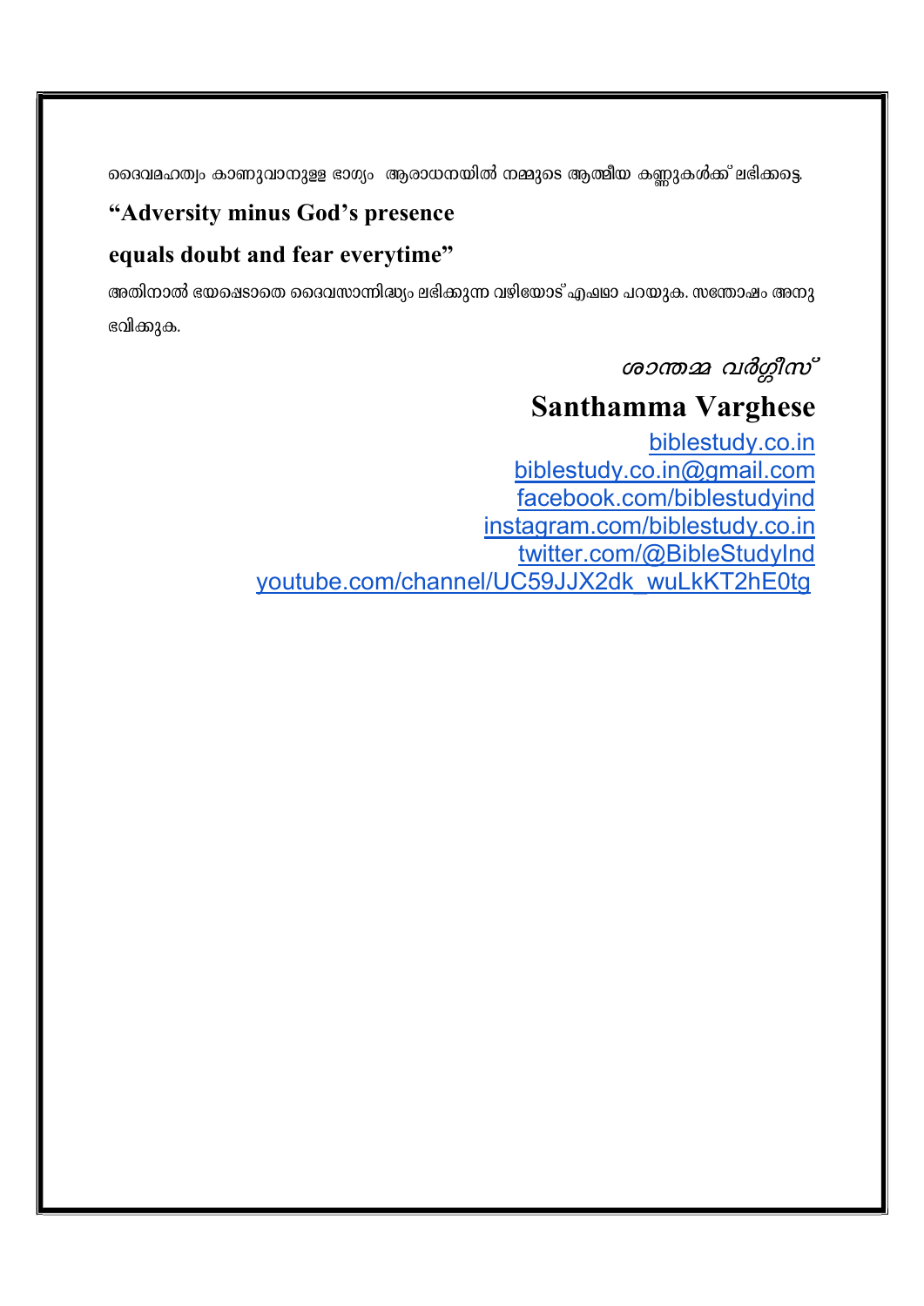ദൈവമഹത്വം കാണുവാനുള്ള ഭാഗ്യം ആരാധനയിൽ നമ്മുടെ ആത്മീയ കണ്ണുകൾക്ക് ലഭിക്കട്ടെ.

**"Adversity minus God's presence**

**equals doubt and fear everytime"**

അതിനാൽ ഭയപ്പെടാതെ ദൈവസാന്നിദ്ധ്യം ലഭിക്കുന്ന വഴിയോട് എപ്പോഴും പറയുക. സന്തോഷം അനുഭവിക്കുക.

*ശാന്തമ്മ വർഗ്ഗീസ്*

**Santhamma Varghese**

biblestudy.co.in
biblestudy.co.in@gmail.com
facebook.com/biblestudyind
instagram.com/biblestudy.co.in
twitter.com/@BibleStudyInd
youtube.com/channel/UC59JJX2dk_wuLkKT2hE0tg